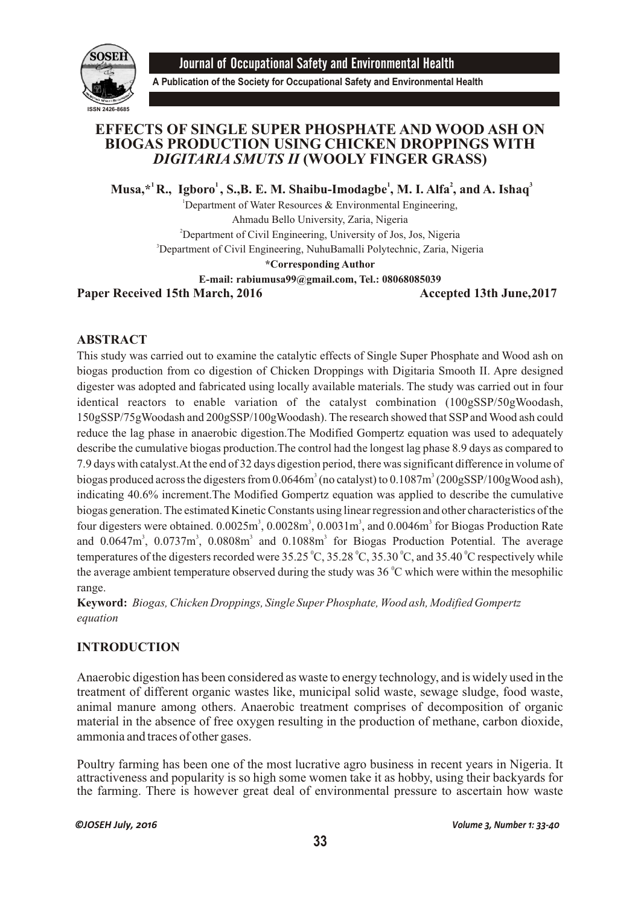# EFFECTS OF SINGLE SUPER PHOSPHATE AND WOOD ASH ON BIOGAS PRODUCTION USING CHICKEN DROPPINGS WITH *DIGITARIA SMUTS II* (WOOLY FINGER GRASS)

**Musa,*[1] R., Igboro[1], S.,B. E. M. Shaibu-Imodagbe[1], M. I. Alfa[2], and A. Ishaq[3]**

[1]Department of Water Resources & Environmental Engineering, Ahmadu Bello University, Zaria, Nigeria

[2]Department of Civil Engineering, University of Jos, Jos, Nigeria

[3]Department of Civil Engineering, NuhuBamalli Polytechnic, Zaria, Nigeria

**\*Corresponding Author**

**E-mail: rabiumusa99@gmail.com, Tel.: 08068085039**

**Paper Received 15th March, 2016** **Accepted 13th June,2017**

## ABSTRACT

This study was carried out to examine the catalytic effects of Single Super Phosphate and Wood ash on biogas production from co digestion of Chicken Droppings with Digitaria Smooth II. Apre designed digester was adopted and fabricated using locally available materials. The study was carried out in four identical reactors to enable variation of the catalyst combination (100gSSP/50gWoodash, 150gSSP/75gWoodash and 200gSSP/100gWoodash). The research showed that SSP and Wood ash could reduce the lag phase in anaerobic digestion.The Modified Gompertz equation was used to adequately describe the cumulative biogas production.The control had the longest lag phase 8.9 days as compared to 7.9 days with catalyst.At the end of 32 days digestion period, there was significant difference in volume of biogas produced across the digesters from $0.0646m^3$ (no catalyst) to $0.1087m^3$ (200gSSP/100gWood ash), indicating 40.6% increment.The Modified Gompertz equation was applied to describe the cumulative biogas generation. The estimated Kinetic Constants using linear regression and other characteristics of the four digesters were obtained. $0.0025m^3$, $0.0028m^3$, $0.0031m^3$, and $0.0046m^3$ for Biogas Production Rate and $0.0647m^3$, $0.0737m^3$, $0.0808m^3$ and $0.1088m^3$ for Biogas Production Potential. The average temperatures of the digesters recorded were 35.25 $^0$C, 35.28 $^0$C, 35.30 $^0$C, and 35.40 $^0$C respectively while the average ambient temperature observed during the study was 36 $^0$C which were within the mesophilic range.

**Keyword:** *Biogas, Chicken Droppings, Single Super Phosphate, Wood ash, Modified Gompertz equation*

## INTRODUCTION

Anaerobic digestion has been considered as waste to energy technology, and is widely used in the treatment of different organic wastes like, municipal solid waste, sewage sludge, food waste, animal manure among others. Anaerobic treatment comprises of decomposition of organic material in the absence of free oxygen resulting in the production of methane, carbon dioxide, ammonia and traces of other gases.

Poultry farming has been one of the most lucrative agro business in recent years in Nigeria. It attractiveness and popularity is so high some women take it as hobby, using their backyards for the farming. There is however great deal of environmental pressure to ascertain how waste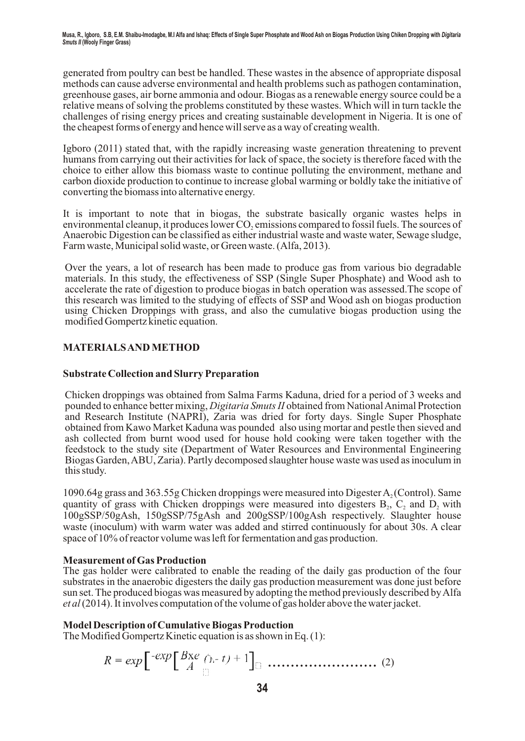generated from poultry can best be handled. These wastes in the absence of appropriate disposal methods can cause adverse environmental and health problems such as pathogen contamination, greenhouse gases, air borne ammonia and odour. Biogas as a renewable energy source could be a relative means of solving the problems constituted by these wastes. Which will in turn tackle the challenges of rising energy prices and creating sustainable development in Nigeria. It is one of the cheapest forms of energy and hence will serve as a way of creating wealth.

Igboro (2011) stated that, with the rapidly increasing waste generation threatening to prevent humans from carrying out their activities for lack of space, the society is therefore faced with the choice to either allow this biomass waste to continue polluting the environment, methane and carbon dioxide production to continue to increase global warming or boldly take the initiative of converting the biomass into alternative energy.

It is important to note that in biogas, the substrate basically organic wastes helps in environmental cleanup, it produces lower $CO_2$ emissions compared to fossil fuels. The sources of Anaerobic Digestion can be classified as either industrial waste and waste water, Sewage sludge, Farm waste, Municipal solid waste, or Green waste. (Alfa, 2013).

Over the years, a lot of research has been made to produce gas from various bio degradable materials. In this study, the effectiveness of SSP (Single Super Phosphate) and Wood ash to accelerate the rate of digestion to produce biogas in batch operation was assessed.The scope of this research was limited to the studying of effects of SSP and Wood ash on biogas production using Chicken Droppings with grass, and also the cumulative biogas production using the modified Gompertz kinetic equation.

## MATERIALS AND METHOD

### Substrate Collection and Slurry Preparation

Chicken droppings was obtained from Salma Farms Kaduna, dried for a period of 3 weeks and pounded to enhance better mixing, *Digitaria Smuts II* obtained from National Animal Protection and Research Institute (NAPRI), Zaria was dried for forty days. Single Super Phosphate obtained from Kawo Market Kaduna was pounded also using mortar and pestle then sieved and ash collected from burnt wood used for house hold cooking were taken together with the feedstock to the study site (Department of Water Resources and Environmental Engineering Biogas Garden, ABU, Zaria). Partly decomposed slaughter house waste was used as inoculum in this study.

1090.64g grass and 363.55g Chicken droppings were measured into Digester $A_2$ (Control). Same quantity of grass with Chicken droppings were measured into digesters $B_2$, $C_2$ and $D_2$ with 100gSSP/50gAsh, 150gSSP/75gAsh and 200gSSP/100gAsh respectively. Slaughter house waste (inoculum) with warm water was added and stirred continuously for about 30s. A clear space of 10% of reactor volume was left for fermentation and gas production.

### Measurement of Gas Production

The gas holder were calibrated to enable the reading of the daily gas production of the four substrates in the anaerobic digesters the daily gas production measurement was done just before sun set. The produced biogas was measured by adopting the method previously described by Alfa *et al* (2014). It involves computation of the volume of gas holder above the water jacket.

### Model Description of Cumulative Biogas Production

The Modified Gompertz Kinetic equation is as shown in Eq. (1):

$$R = exp\left[-exp\left[\frac{B\times e}{A}(\lambda - t) + 1\right]\right] \quad \ldots\ldots\ldots\ldots\ldots\ldots\ldots\ldots \text{(2)}$$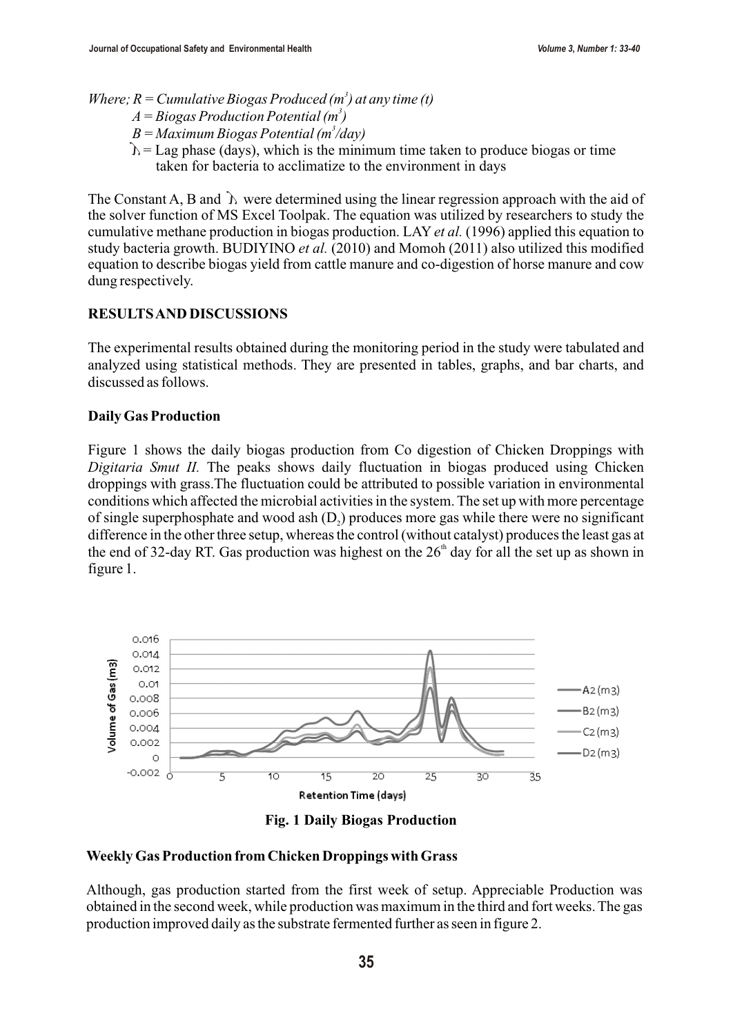*Where; R = Cumulative Biogas Produced ($m^3$) at any time (t)*

*A = Biogas Production Potential ($m^3$)*

*B = Maximum Biogas Potential ($m^3$/day)*

$\lambda$ = Lag phase (days), which is the minimum time taken to produce biogas or time taken for bacteria to acclimatize to the environment in days

The Constant A, B and $\lambda$ were determined using the linear regression approach with the aid of the solver function of MS Excel Toolpak. The equation was utilized by researchers to study the cumulative methane production in biogas production. LAY *et al.* (1996) applied this equation to study bacteria growth. BUDIYINO *et al.* (2010) and Momoh (2011) also utilized this modified equation to describe biogas yield from cattle manure and co-digestion of horse manure and cow dung respectively.

## RESULTS AND DISCUSSIONS

The experimental results obtained during the monitoring period in the study were tabulated and analyzed using statistical methods. They are presented in tables, graphs, and bar charts, and discussed as follows.

### Daily Gas Production

Figure 1 shows the daily biogas production from Co digestion of Chicken Droppings with *Digitaria Smut II.* The peaks shows daily fluctuation in biogas produced using Chicken droppings with grass.The fluctuation could be attributed to possible variation in environmental conditions which affected the microbial activities in the system. The set up with more percentage of single superphosphate and wood ash ($D_2$) produces more gas while there were no significant difference in the other three setup, whereas the control (without catalyst) produces the least gas at the end of 32-day RT. Gas production was highest on the 26$^{th}$ day for all the set up as shown in figure 1.

**Fig. 1 Daily Biogas Production**

### Weekly Gas Production from Chicken Droppings with Grass

Although, gas production started from the first week of setup. Appreciable Production was obtained in the second week, while production was maximum in the third and fort weeks. The gas production improved daily as the substrate fermented further as seen in figure 2.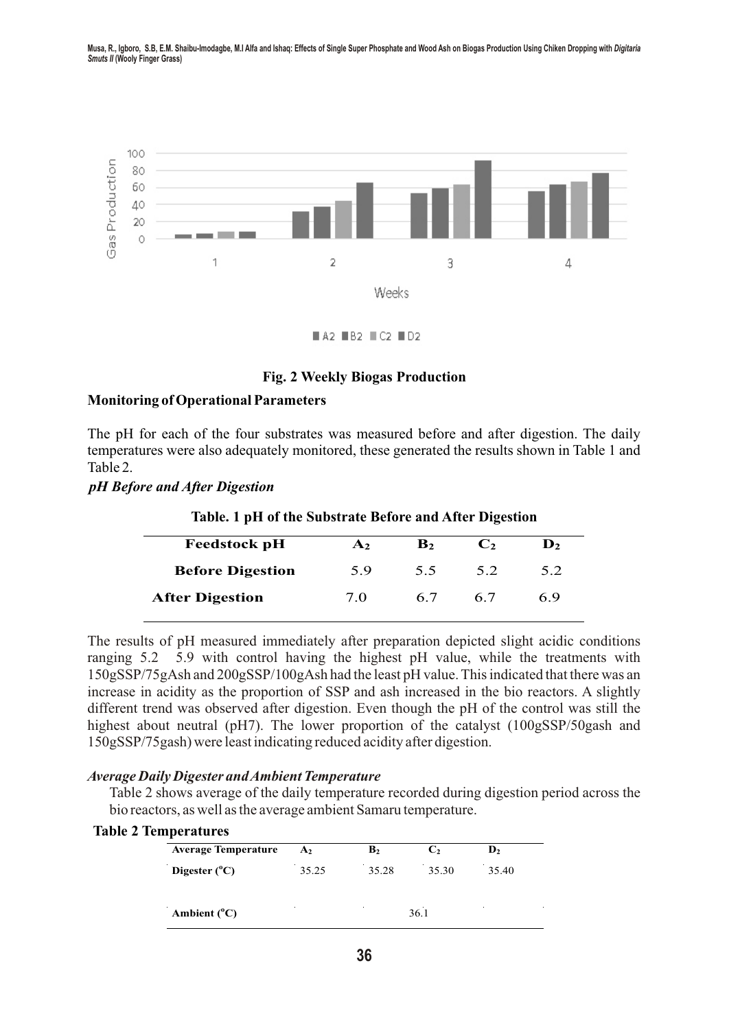**Fig. 2 Weekly Biogas Production**

**Monitoring of Operational Parameters**

The pH for each of the four substrates was measured before and after digestion. The daily temperatures were also adequately monitored, these generated the results shown in Table 1 and Table 2.

***pH Before and After Digestion***

**Table. 1 pH of the Substrate Before and After Digestion**

| Feedstock pH | $A_2$ | $B_2$ | $C_2$ | $D_2$ |
|---|---|---|---|---|
| Before Digestion | 5.9 | 5.5 | 5.2 | 5.2 |
| After Digestion | 7.0 | 6.7 | 6.7 | 6.9 |

The results of pH measured immediately after preparation depicted slight acidic conditions ranging 5.2 5.9 with control having the highest pH value, while the treatments with 150gSSP/75gAsh and 200gSSP/100gAsh had the least pH value. This indicated that there was an increase in acidity as the proportion of SSP and ash increased in the bio reactors. A slightly different trend was observed after digestion. Even though the pH of the control was still the highest about neutral (pH7). The lower proportion of the catalyst (100gSSP/50gash and 150gSSP/75gash) were least indicating reduced acidity after digestion.

***Average Daily Digester and Ambient Temperature***

Table 2 shows average of the daily temperature recorded during digestion period across the bio reactors, as well as the average ambient Samaru temperature.

**Table 2 Temperatures**

| Average Temperature | $A_2$ | $B_2$ | $C_2$ | $D_2$ |
|---|---|---|---|---|
| Digester (°C) | 35.25 | 35.28 | 35.30 | 35.40 |
| Ambient (°C) | | | 36.1 | |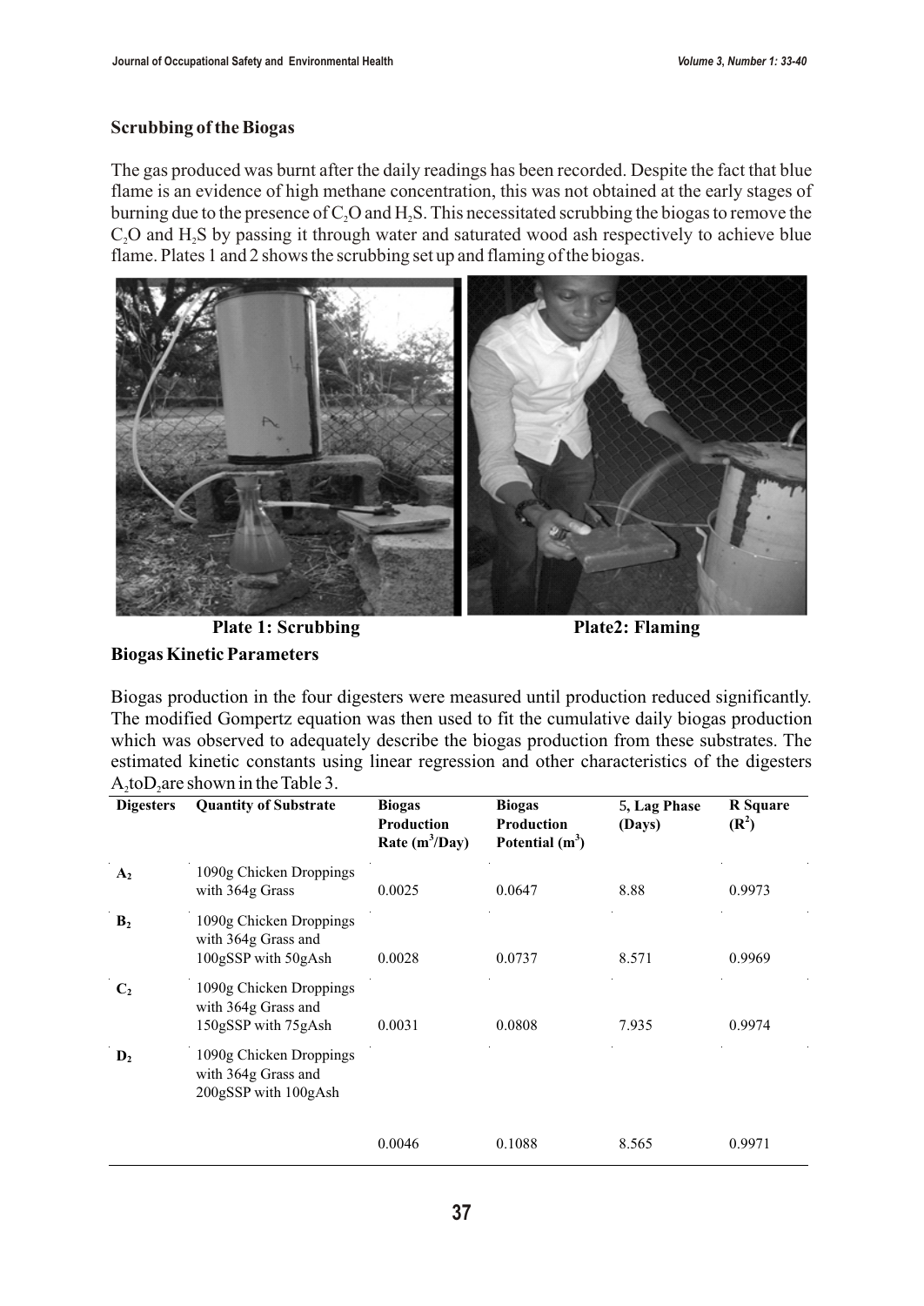### Scrubbing of the Biogas

The gas produced was burnt after the daily readings has been recorded. Despite the fact that blue flame is an evidence of high methane concentration, this was not obtained at the early stages of burning due to the presence of $C_2O$ and $H_2S$. This necessitated scrubbing the biogas to remove the $C_2O$ and $H_2S$ by passing it through water and saturated wood ash respectively to achieve blue flame. Plates 1 and 2 shows the scrubbing set up and flaming of the biogas.

**Plate 1: Scrubbing** **Plate2: Flaming**

### Biogas Kinetic Parameters

Biogas production in the four digesters were measured until production reduced significantly. The modified Gompertz equation was then used to fit the cumulative daily biogas production which was observed to adequately describe the biogas production from these substrates. The estimated kinetic constants using linear regression and other characteristics of the digesters $A_2$to$D_2$are shown in the Table 3.

| Digesters | Quantity of Substrate | Biogas Production Rate ($m^3$/Day) | Biogas Production Potential ($m^3$) | 5, Lag Phase (Days) | R Square ($R^2$) |
|---|---|---|---|---|---|
| $A_2$ | 1090g Chicken Droppings with 364g Grass | 0.0025 | 0.0647 | 8.88 | 0.9973 |
| $B_2$ | 1090g Chicken Droppings with 364g Grass and 100gSSP with 50gAsh | 0.0028 | 0.0737 | 8.571 | 0.9969 |
| $C_2$ | 1090g Chicken Droppings with 364g Grass and 150gSSP with 75gAsh | 0.0031 | 0.0808 | 7.935 | 0.9974 |
| $D_2$ | 1090g Chicken Droppings with 364g Grass and 200gSSP with 100gAsh | 0.0046 | 0.1088 | 8.565 | 0.9971 |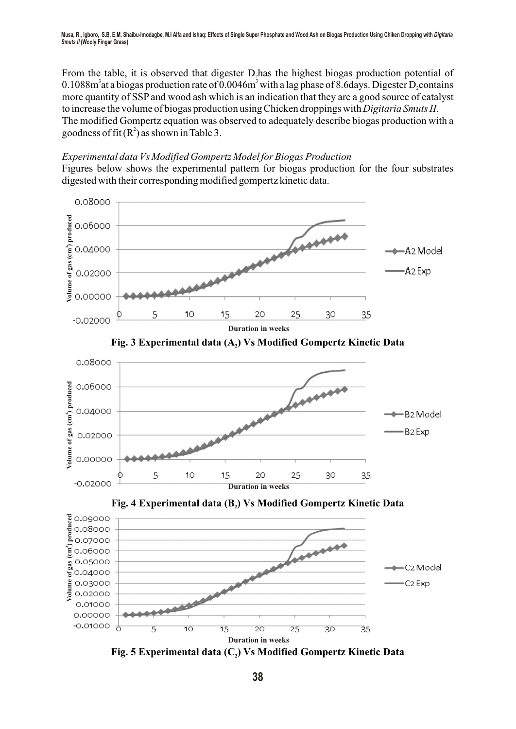From the table, it is observed that digester $D_2$ has the highest biogas production potential of $0.1088m^3$ at a biogas production rate of $0.0046m^3$ with a lag phase of 8.6days. Digester $D_2$ contains more quantity of SSP and wood ash which is an indication that they are a good source of catalyst to increase the volume of biogas production using Chicken droppings with *Digitaria Smuts II*. The modified Gompertz equation was observed to adequately describe biogas production with a goodness of fit ($R^2$) as shown in Table 3.

*Experimental data Vs Modified Gompertz Model for Biogas Production*

Figures below shows the experimental pattern for biogas production for the four substrates digested with their corresponding modified gompertz kinetic data.

**Fig. 3 Experimental data ($A_2$) Vs Modified Gompertz Kinetic Data**

**Fig. 4 Experimental data ($B_2$) Vs Modified Gompertz Kinetic Data**

**Fig. 5 Experimental data ($C_2$) Vs Modified Gompertz Kinetic Data**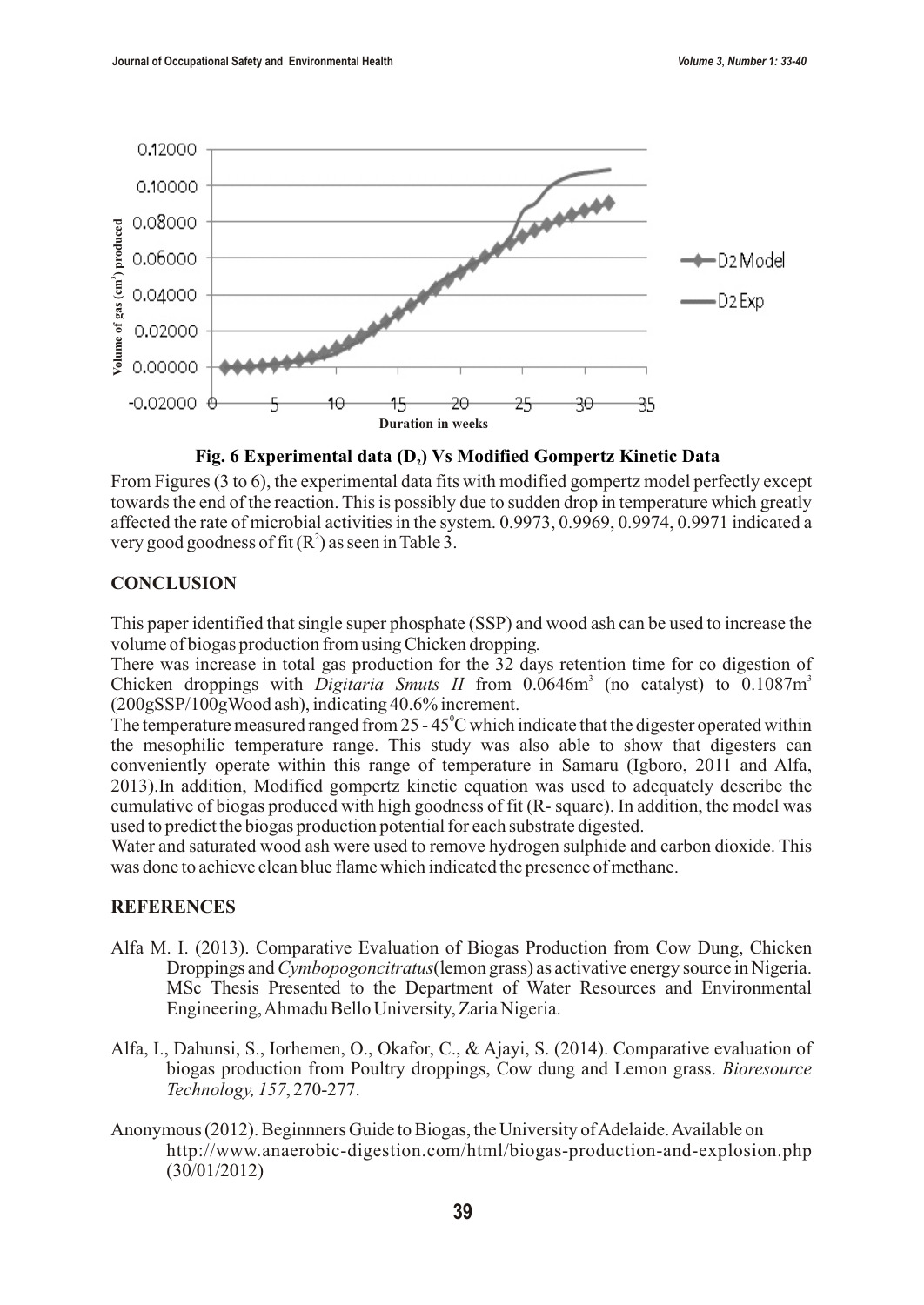Fig. 6 Experimental data ($D_2$) Vs Modified Gompertz Kinetic Data

From Figures (3 to 6), the experimental data fits with modified gompertz model perfectly except towards the end of the reaction. This is possibly due to sudden drop in temperature which greatly affected the rate of microbial activities in the system. 0.9973, 0.9969, 0.9974, 0.9971 indicated a very good goodness of fit ($R^2$) as seen in Table 3.

## CONCLUSION

This paper identified that single super phosphate (SSP) and wood ash can be used to increase the volume of biogas production from using Chicken dropping.

There was increase in total gas production for the 32 days retention time for co digestion of Chicken droppings with *Digitaria Smuts II* from 0.0646m$^3$ (no catalyst) to 0.1087m$^3$ (200gSSP/100gWood ash), indicating 40.6% increment.

The temperature measured ranged from 25 - 45$^0$C which indicate that the digester operated within the mesophilic temperature range. This study was also able to show that digesters can conveniently operate within this range of temperature in Samaru (Igboro, 2011 and Alfa, 2013).In addition, Modified gompertz kinetic equation was used to adequately describe the cumulative of biogas produced with high goodness of fit (R- square). In addition, the model was used to predict the biogas production potential for each substrate digested.

Water and saturated wood ash were used to remove hydrogen sulphide and carbon dioxide. This was done to achieve clean blue flame which indicated the presence of methane.

## REFERENCES

Alfa M. I. (2013). Comparative Evaluation of Biogas Production from Cow Dung, Chicken Droppings and *Cymbopogoncitratus*(lemon grass) as activative energy source in Nigeria. MSc Thesis Presented to the Department of Water Resources and Environmental Engineering, Ahmadu Bello University, Zaria Nigeria.

Alfa, I., Dahunsi, S., Iorhemen, O., Okafor, C., & Ajayi, S. (2014). Comparative evaluation of biogas production from Poultry droppings, Cow dung and Lemon grass. *Bioresource Technology, 157*, 270-277.

Anonymous (2012). Beginnners Guide to Biogas, the University of Adelaide. Available on http://www.anaerobic-digestion.com/html/biogas-production-and-explosion.php (30/01/2012)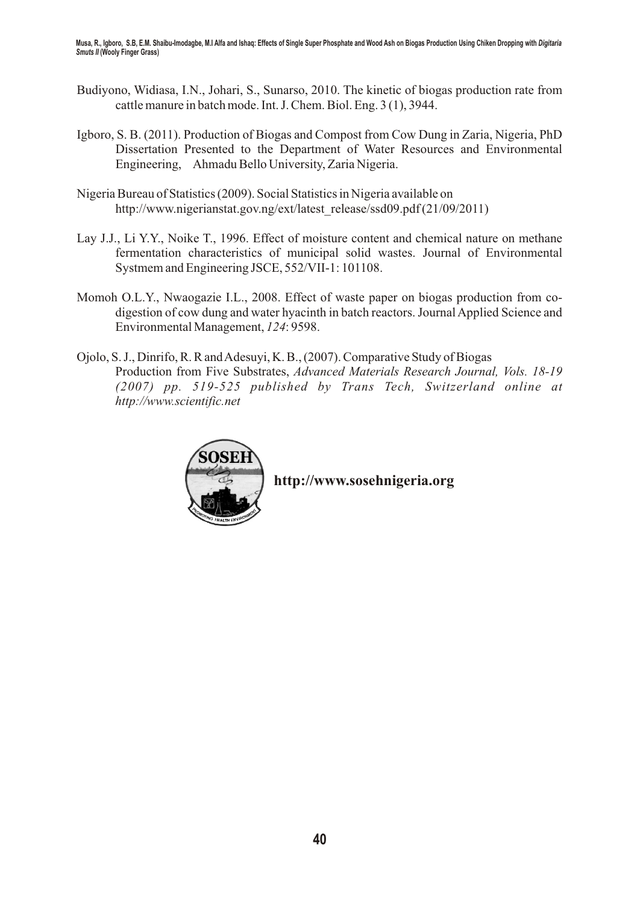Budiyono, Widiasa, I.N., Johari, S., Sunarso, 2010. The kinetic of biogas production rate from cattle manure in batch mode. Int. J. Chem. Biol. Eng. 3 (1), 3944.

Igboro, S. B. (2011). Production of Biogas and Compost from Cow Dung in Zaria, Nigeria, PhD Dissertation Presented to the Department of Water Resources and Environmental Engineering, Ahmadu Bello University, Zaria Nigeria.

Nigeria Bureau of Statistics (2009). Social Statistics in Nigeria available on http://www.nigerianstat.gov.ng/ext/latest_release/ssd09.pdf (21/09/2011)

Lay J.J., Li Y.Y., Noike T., 1996. Effect of moisture content and chemical nature on methane fermentation characteristics of municipal solid wastes. Journal of Environmental Systmem and Engineering JSCE, 552/VII-1: 101108.

Momoh O.L.Y., Nwaogazie I.L., 2008. Effect of waste paper on biogas production from co-digestion of cow dung and water hyacinth in batch reactors. Journal Applied Science and Environmental Management, *124*: 9598.

Ojolo, S. J., Dinrifo, R. R and Adesuyi, K. B., (2007). Comparative Study of Biogas Production from Five Substrates, *Advanced Materials Research Journal, Vols. 18-19 (2007) pp. 519-525 published by Trans Tech, Switzerland online at http://www.scientific.net*

SOSEH

**http://www.sosehnigeria.org**